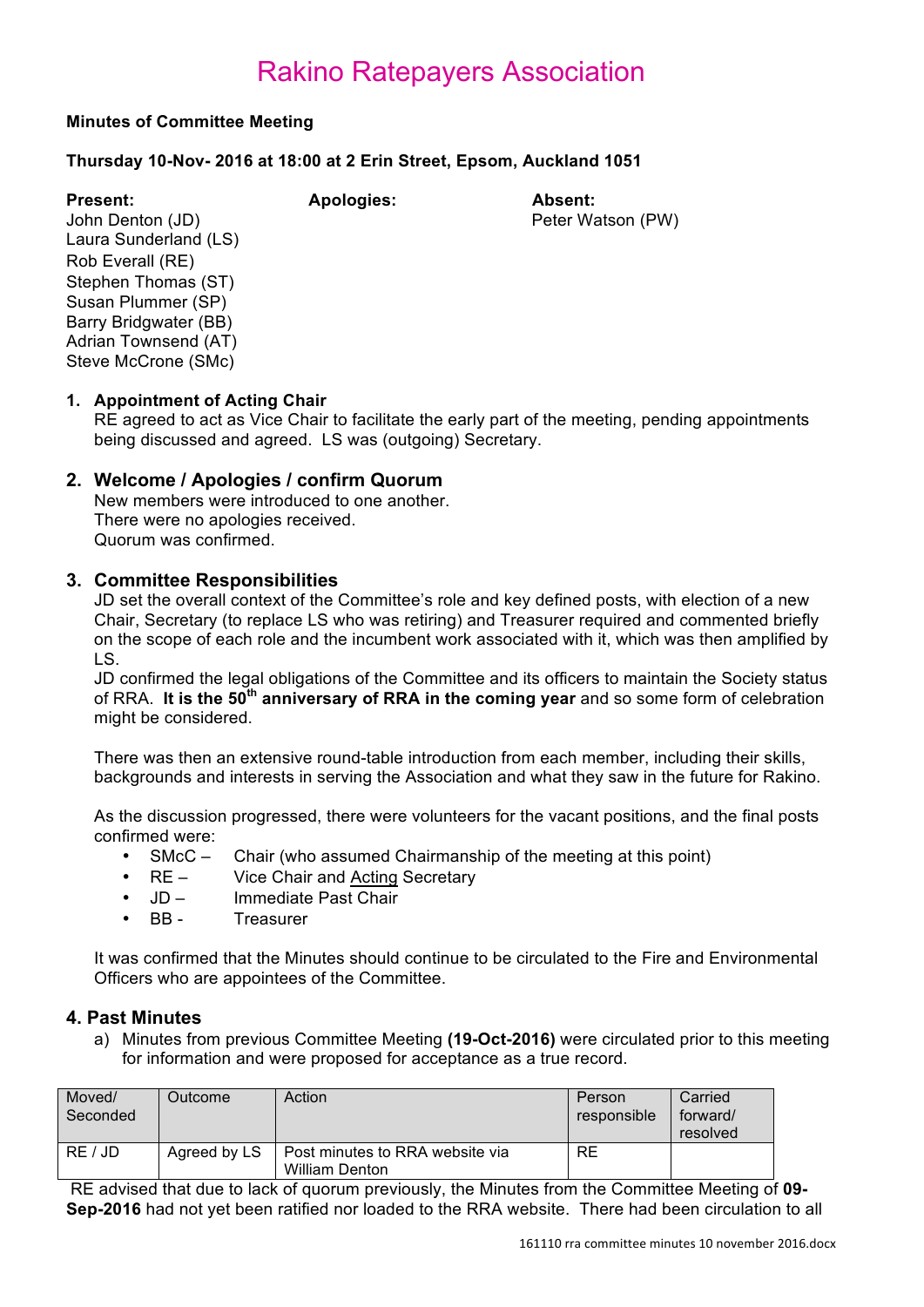# Rakino Ratepayers Association

**Minutes of Committee Meeting**

**Thursday 10-Nov- 2016 at 18:00 at 2 Erin Street, Epsom, Auckland 1051**

**Present:**
John Denton (JD)
Laura Sunderland (LS)
Rob Everall (RE)
Stephen Thomas (ST)
Susan Plummer (SP)
Barry Bridgwater (BB)
Adrian Townsend (AT)
Steve McCrone (SMc)

**Apologies:**

**Absent:**
Peter Watson (PW)

## 1. Appointment of Acting Chair

RE agreed to act as Vice Chair to facilitate the early part of the meeting, pending appointments being discussed and agreed. LS was (outgoing) Secretary.

## 2. Welcome / Apologies / confirm Quorum

New members were introduced to one another.
There were no apologies received.
Quorum was confirmed.

## 3. Committee Responsibilities

JD set the overall context of the Committee's role and key defined posts, with election of a new Chair, Secretary (to replace LS who was retiring) and Treasurer required and commented briefly on the scope of each role and the incumbent work associated with it, which was then amplified by LS.

JD confirmed the legal obligations of the Committee and its officers to maintain the Society status of RRA. **It is the 50th anniversary of RRA in the coming year** and so some form of celebration might be considered.

There was then an extensive round-table introduction from each member, including their skills, backgrounds and interests in serving the Association and what they saw in the future for Rakino.

As the discussion progressed, there were volunteers for the vacant positions, and the final posts confirmed were:

- SMcC – Chair (who assumed Chairmanship of the meeting at this point)
- RE – Vice Chair and Acting Secretary
- JD – Immediate Past Chair
- BB - Treasurer

It was confirmed that the Minutes should continue to be circulated to the Fire and Environmental Officers who are appointees of the Committee.

## 4. Past Minutes

a) Minutes from previous Committee Meeting **(19-Oct-2016)** were circulated prior to this meeting for information and were proposed for acceptance as a true record.

| Moved/ Seconded | Outcome | Action | Person responsible | Carried forward/ resolved |
|---|---|---|---|---|
| RE / JD | Agreed by LS | Post minutes to RRA website via William Denton | RE | |

RE advised that due to lack of quorum previously, the Minutes from the Committee Meeting of **09-Sep-2016** had not yet been ratified nor loaded to the RRA website. There had been circulation to all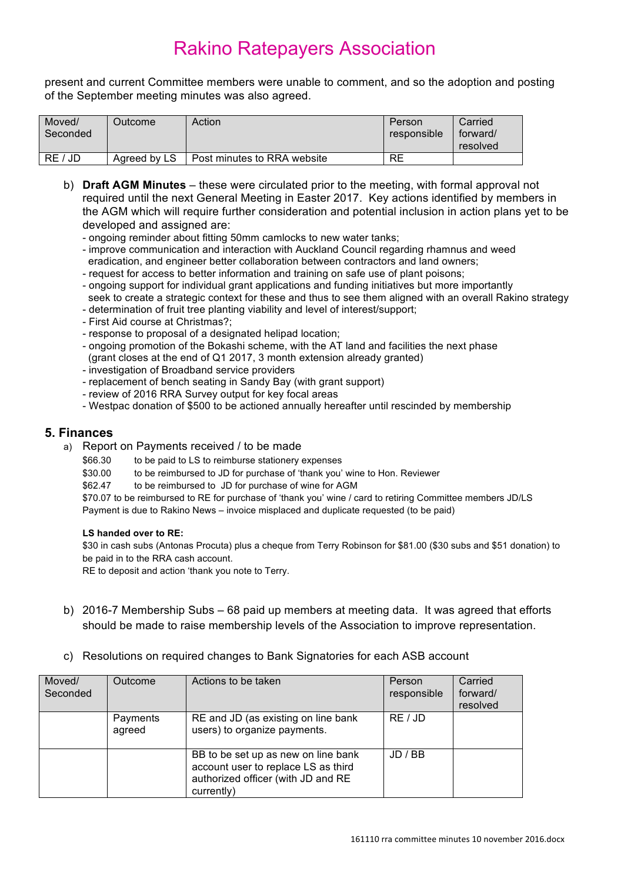present and current Committee members were unable to comment, and so the adoption and posting of the September meeting minutes was also agreed.

| Moved/ Seconded | Outcome | Action | Person responsible | Carried forward/ resolved |
|---|---|---|---|---|
| RE / JD | Agreed by LS | Post minutes to RRA website | RE | |

b) **Draft AGM Minutes** – these were circulated prior to the meeting, with formal approval not required until the next General Meeting in Easter 2017. Key actions identified by members in the AGM which will require further consideration and potential inclusion in action plans yet to be developed and assigned are:
- ongoing reminder about fitting 50mm camlocks to new water tanks;
- improve communication and interaction with Auckland Council regarding rhamnus and weed eradication, and engineer better collaboration between contractors and land owners;
- request for access to better information and training on safe use of plant poisons;
- ongoing support for individual grant applications and funding initiatives but more importantly seek to create a strategic context for these and thus to see them aligned with an overall Rakino strategy
- determination of fruit tree planting viability and level of interest/support;
- First Aid course at Christmas?;
- response to proposal of a designated helipad location;
- ongoing promotion of the Bokashi scheme, with the AT land and facilities the next phase (grant closes at the end of Q1 2017, 3 month extension already granted)
- investigation of Broadband service providers
- replacement of bench seating in Sandy Bay (with grant support)
- review of 2016 RRA Survey output for key focal areas
- Westpac donation of $500 to be actioned annually hereafter until rescinded by membership

## 5. Finances

a) Report on Payments received / to be made

$66.30 to be paid to LS to reimburse stationery expenses

$30.00 to be reimbursed to JD for purchase of 'thank you' wine to Hon. Reviewer

$62.47 to be reimbursed to JD for purchase of wine for AGM

$70.07 to be reimbursed to RE for purchase of 'thank you' wine / card to retiring Committee members JD/LS

Payment is due to Rakino News – invoice misplaced and duplicate requested (to be paid)

**LS handed over to RE:**

$30 in cash subs (Antonas Procuta) plus a cheque from Terry Robinson for $81.00 ($30 subs and $51 donation) to be paid in to the RRA cash account.

RE to deposit and action 'thank you note to Terry.

b) 2016-7 Membership Subs – 68 paid up members at meeting data. It was agreed that efforts should be made to raise membership levels of the Association to improve representation.

c) Resolutions on required changes to Bank Signatories for each ASB account

| Moved/ Seconded | Outcome | Actions to be taken | Person responsible | Carried forward/ resolved |
|---|---|---|---|---|
| | Payments agreed | RE and JD (as existing on line bank users) to organize payments. | RE / JD | |
| | | BB to be set up as new on line bank account user to replace LS as third authorized officer (with JD and RE currently) | JD / BB | |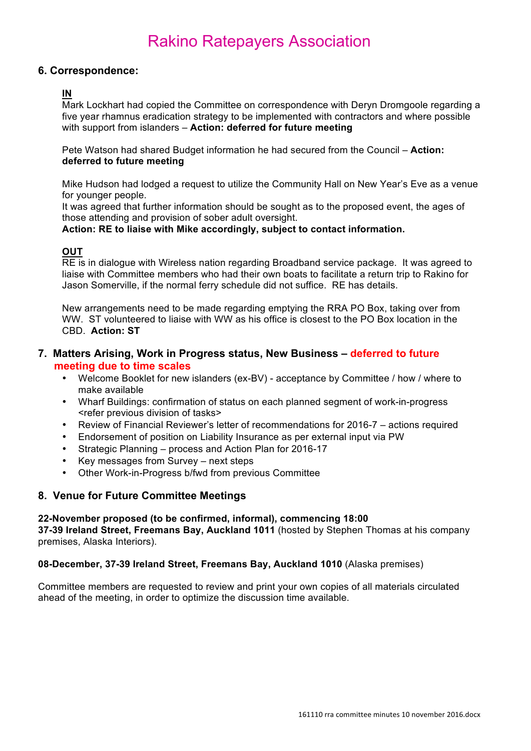## 6. Correspondence:

**IN**

Mark Lockhart had copied the Committee on correspondence with Deryn Dromgoole regarding a five year rhamnus eradication strategy to be implemented with contractors and where possible with support from islanders – **Action: deferred for future meeting**

Pete Watson had shared Budget information he had secured from the Council – **Action: deferred to future meeting**

Mike Hudson had lodged a request to utilize the Community Hall on New Year's Eve as a venue for younger people.
It was agreed that further information should be sought as to the proposed event, the ages of those attending and provision of sober adult oversight.
**Action: RE to liaise with Mike accordingly, subject to contact information.**

**OUT**

RE is in dialogue with Wireless nation regarding Broadband service package. It was agreed to liaise with Committee members who had their own boats to facilitate a return trip to Rakino for Jason Somerville, if the normal ferry schedule did not suffice. RE has details.

New arrangements need to be made regarding emptying the RRA PO Box, taking over from WW. ST volunteered to liaise with WW as his office is closest to the PO Box location in the CBD. **Action: ST**

## 7. Matters Arising, Work in Progress status, New Business – deferred to future meeting due to time scales

- Welcome Booklet for new islanders (ex-BV) - acceptance by Committee / how / where to make available
- Wharf Buildings: confirmation of status on each planned segment of work-in-progress <refer previous division of tasks>
- Review of Financial Reviewer's letter of recommendations for 2016-7 – actions required
- Endorsement of position on Liability Insurance as per external input via PW
- Strategic Planning – process and Action Plan for 2016-17
- Key messages from Survey – next steps
- Other Work-in-Progress b/fwd from previous Committee

## 8. Venue for Future Committee Meetings

**22-November proposed (to be confirmed, informal), commencing 18:00**
**37-39 Ireland Street, Freemans Bay, Auckland 1011** (hosted by Stephen Thomas at his company premises, Alaska Interiors).

**08-December, 37-39 Ireland Street, Freemans Bay, Auckland 1010** (Alaska premises)

Committee members are requested to review and print your own copies of all materials circulated ahead of the meeting, in order to optimize the discussion time available.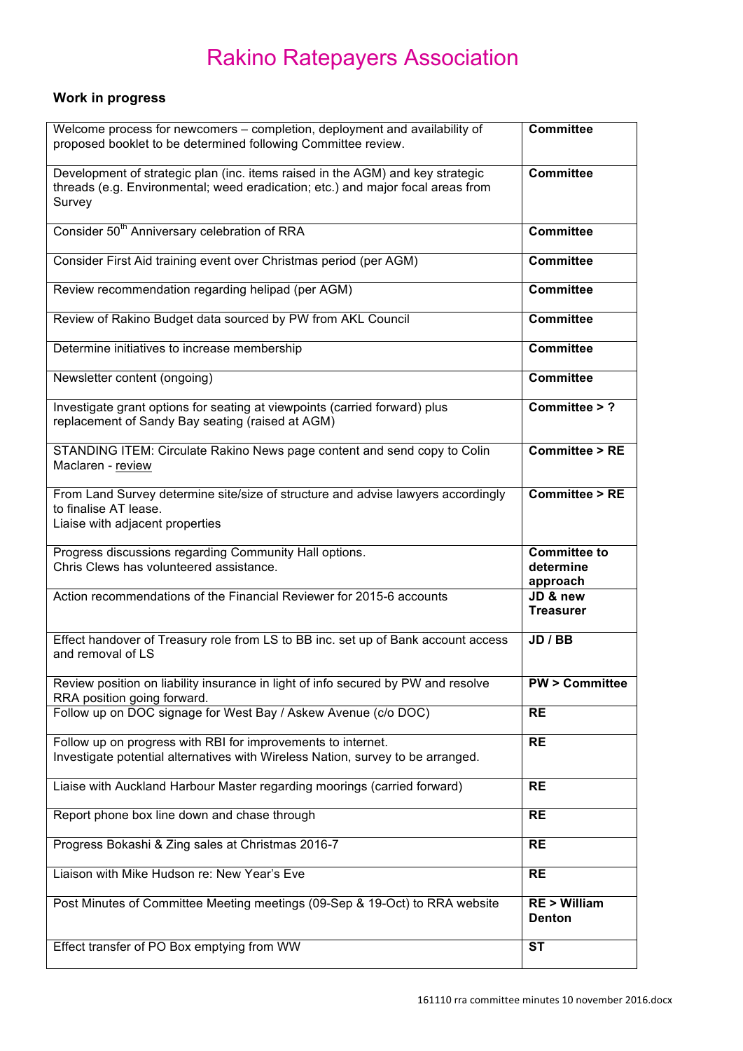# Rakino Ratepayers Association

**Work in progress**

| | |
|---|---|
| Welcome process for newcomers – completion, deployment and availability of proposed booklet to be determined following Committee review. | **Committee** |
| Development of strategic plan (inc. items raised in the AGM) and key strategic threads (e.g. Environmental; weed eradication; etc.) and major focal areas from Survey | **Committee** |
| Consider 50th Anniversary celebration of RRA | **Committee** |
| Consider First Aid training event over Christmas period (per AGM) | **Committee** |
| Review recommendation regarding helipad (per AGM) | **Committee** |
| Review of Rakino Budget data sourced by PW from AKL Council | **Committee** |
| Determine initiatives to increase membership | **Committee** |
| Newsletter content (ongoing) | **Committee** |
| Investigate grant options for seating at viewpoints (carried forward) plus replacement of Sandy Bay seating (raised at AGM) | **Committee > ?** |
| STANDING ITEM: Circulate Rakino News page content and send copy to Colin Maclaren - review | **Committee > RE** |
| From Land Survey determine site/size of structure and advise lawyers accordingly to finalise AT lease.<br>Liaise with adjacent properties | **Committee > RE** |
| Progress discussions regarding Community Hall options.<br>Chris Clews has volunteered assistance. | **Committee to determine approach** |
| Action recommendations of the Financial Reviewer for 2015-6 accounts | **JD & new Treasurer** |
| Effect handover of Treasury role from LS to BB inc. set up of Bank account access and removal of LS | **JD / BB** |
| Review position on liability insurance in light of info secured by PW and resolve RRA position going forward. | **PW > Committee** |
| Follow up on DOC signage for West Bay / Askew Avenue (c/o DOC) | **RE** |
| Follow up on progress with RBI for improvements to internet.<br>Investigate potential alternatives with Wireless Nation, survey to be arranged. | **RE** |
| Liaise with Auckland Harbour Master regarding moorings (carried forward) | **RE** |
| Report phone box line down and chase through | **RE** |
| Progress Bokashi & Zing sales at Christmas 2016-7 | **RE** |
| Liaison with Mike Hudson re: New Year's Eve | **RE** |
| Post Minutes of Committee Meeting meetings (09-Sep & 19-Oct) to RRA website | **RE > William Denton** |
| Effect transfer of PO Box emptying from WW | **ST** |